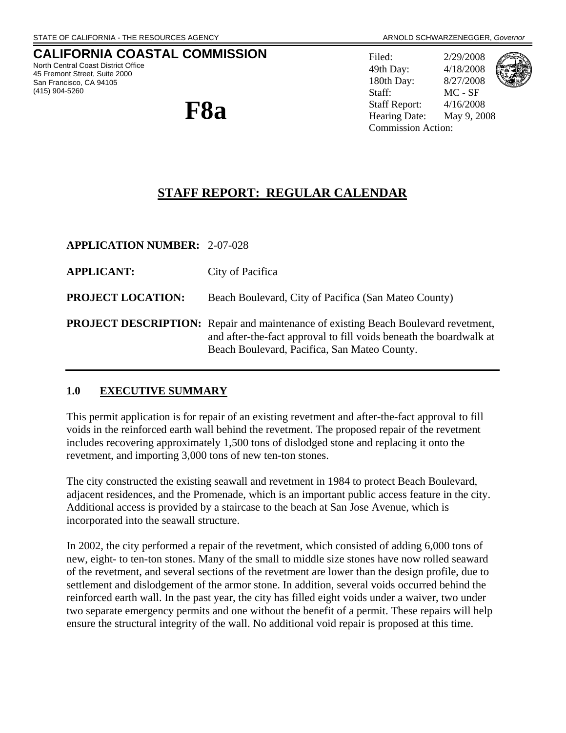STATE OF CALIFORNIA - THE RESOURCES AGENCY

ARNOLD SCHWARZENEGGER, *Governor*

# CALIFORNIA COASTAL COMMISSION

North Central Coast District Office
45 Fremont Street, Suite 2000
San Francisco, CA 94105
(415) 904-5260

# F8a

Filed: 2/29/2008
49th Day: 4/18/2008
180th Day: 8/27/2008
Staff: MC - SF
Staff Report: 4/16/2008
Hearing Date: May 9, 2008
Commission Action:

## STAFF REPORT: REGULAR CALENDAR

**APPLICATION NUMBER:** 2-07-028

**APPLICANT:** City of Pacifica

**PROJECT LOCATION:** Beach Boulevard, City of Pacifica (San Mateo County)

**PROJECT DESCRIPTION:** Repair and maintenance of existing Beach Boulevard revetment, and after-the-fact approval to fill voids beneath the boardwalk at Beach Boulevard, Pacifica, San Mateo County.

---

## 1.0 EXECUTIVE SUMMARY

This permit application is for repair of an existing revetment and after-the-fact approval to fill voids in the reinforced earth wall behind the revetment. The proposed repair of the revetment includes recovering approximately 1,500 tons of dislodged stone and replacing it onto the revetment, and importing 3,000 tons of new ten-ton stones.

The city constructed the existing seawall and revetment in 1984 to protect Beach Boulevard, adjacent residences, and the Promenade, which is an important public access feature in the city. Additional access is provided by a staircase to the beach at San Jose Avenue, which is incorporated into the seawall structure.

In 2002, the city performed a repair of the revetment, which consisted of adding 6,000 tons of new, eight- to ten-ton stones. Many of the small to middle size stones have now rolled seaward of the revetment, and several sections of the revetment are lower than the design profile, due to settlement and dislodgement of the armor stone. In addition, several voids occurred behind the reinforced earth wall. In the past year, the city has filled eight voids under a waiver, two under two separate emergency permits and one without the benefit of a permit. These repairs will help ensure the structural integrity of the wall. No additional void repair is proposed at this time.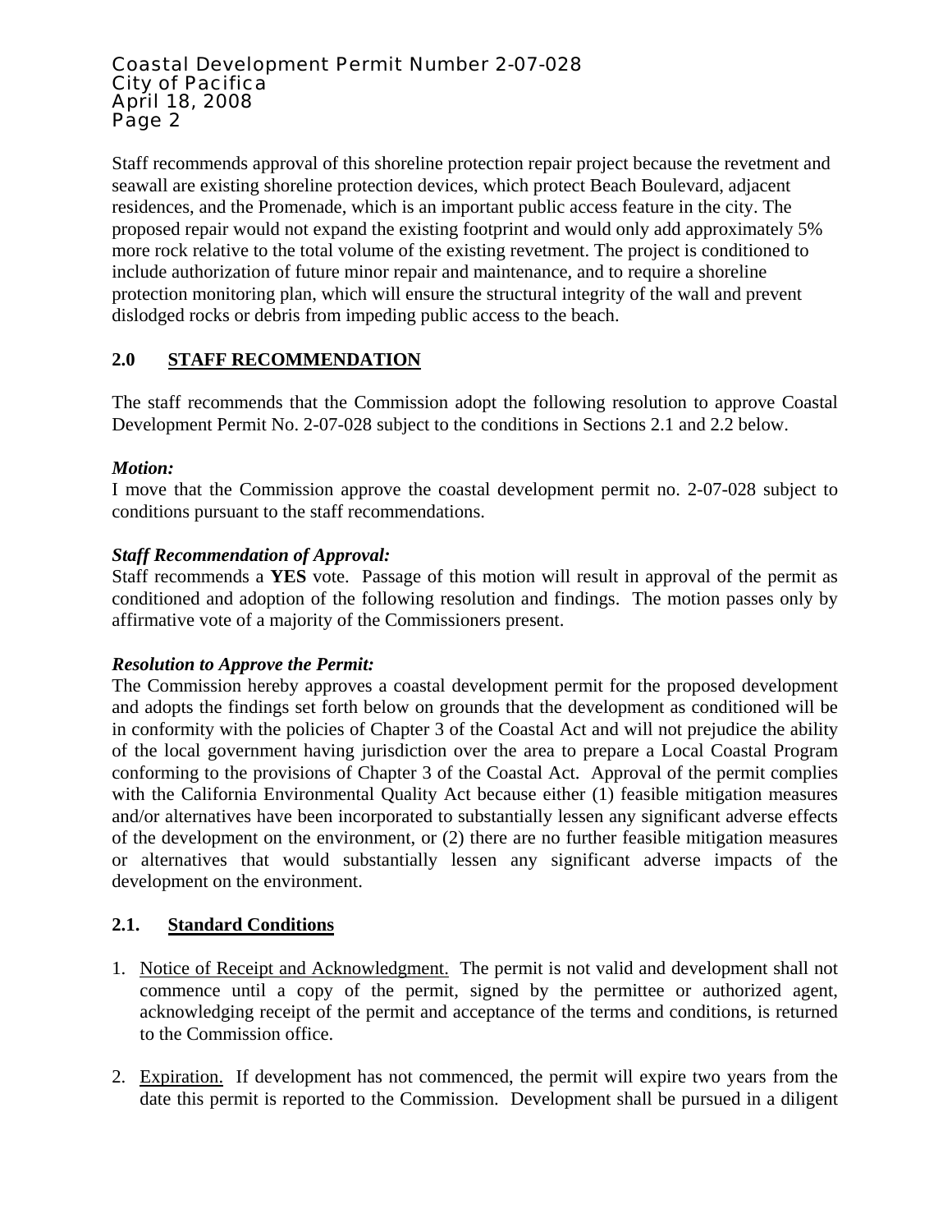Staff recommends approval of this shoreline protection repair project because the revetment and seawall are existing shoreline protection devices, which protect Beach Boulevard, adjacent residences, and the Promenade, which is an important public access feature in the city. The proposed repair would not expand the existing footprint and would only add approximately 5% more rock relative to the total volume of the existing revetment. The project is conditioned to include authorization of future minor repair and maintenance, and to require a shoreline protection monitoring plan, which will ensure the structural integrity of the wall and prevent dislodged rocks or debris from impeding public access to the beach.

## 2.0 STAFF RECOMMENDATION

The staff recommends that the Commission adopt the following resolution to approve Coastal Development Permit No. 2-07-028 subject to the conditions in Sections 2.1 and 2.2 below.

***Motion:***
I move that the Commission approve the coastal development permit no. 2-07-028 subject to conditions pursuant to the staff recommendations.

***Staff Recommendation of Approval:***
Staff recommends a **YES** vote. Passage of this motion will result in approval of the permit as conditioned and adoption of the following resolution and findings. The motion passes only by affirmative vote of a majority of the Commissioners present.

***Resolution to Approve the Permit:***
The Commission hereby approves a coastal development permit for the proposed development and adopts the findings set forth below on grounds that the development as conditioned will be in conformity with the policies of Chapter 3 of the Coastal Act and will not prejudice the ability of the local government having jurisdiction over the area to prepare a Local Coastal Program conforming to the provisions of Chapter 3 of the Coastal Act. Approval of the permit complies with the California Environmental Quality Act because either (1) feasible mitigation measures and/or alternatives have been incorporated to substantially lessen any significant adverse effects of the development on the environment, or (2) there are no further feasible mitigation measures or alternatives that would substantially lessen any significant adverse impacts of the development on the environment.

### 2.1. Standard Conditions

1. Notice of Receipt and Acknowledgment. The permit is not valid and development shall not commence until a copy of the permit, signed by the permittee or authorized agent, acknowledging receipt of the permit and acceptance of the terms and conditions, is returned to the Commission office.

2. Expiration. If development has not commenced, the permit will expire two years from the date this permit is reported to the Commission. Development shall be pursued in a diligent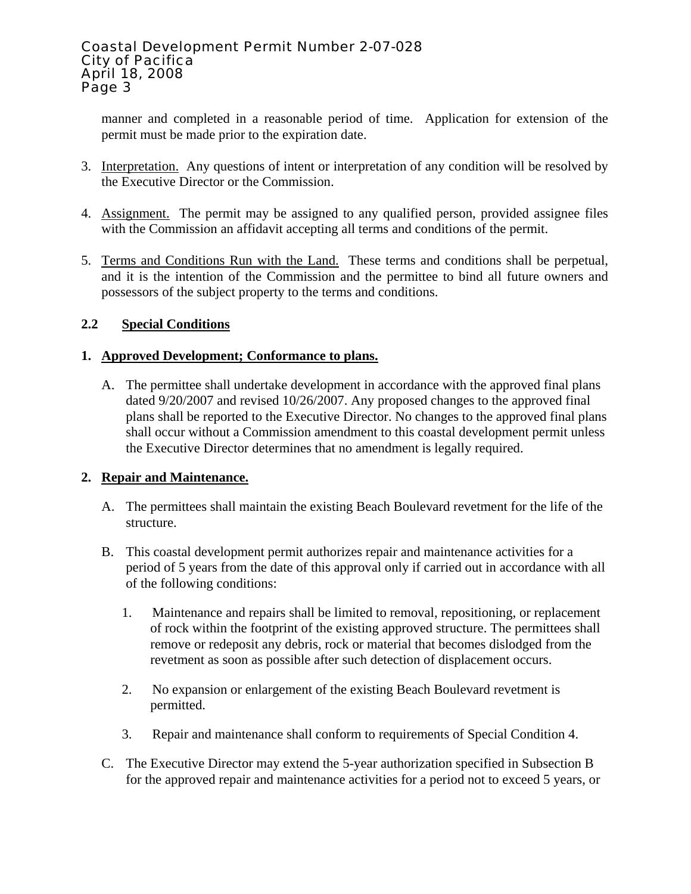manner and completed in a reasonable period of time. Application for extension of the permit must be made prior to the expiration date.

3. Interpretation. Any questions of intent or interpretation of any condition will be resolved by the Executive Director or the Commission.

4. Assignment. The permit may be assigned to any qualified person, provided assignee files with the Commission an affidavit accepting all terms and conditions of the permit.

5. Terms and Conditions Run with the Land. These terms and conditions shall be perpetual, and it is the intention of the Commission and the permittee to bind all future owners and possessors of the subject property to the terms and conditions.

## 2.2 Special Conditions

### 1. Approved Development; Conformance to plans.

A. The permittee shall undertake development in accordance with the approved final plans dated 9/20/2007 and revised 10/26/2007. Any proposed changes to the approved final plans shall be reported to the Executive Director. No changes to the approved final plans shall occur without a Commission amendment to this coastal development permit unless the Executive Director determines that no amendment is legally required.

### 2. Repair and Maintenance.

A. The permittees shall maintain the existing Beach Boulevard revetment for the life of the structure.

B. This coastal development permit authorizes repair and maintenance activities for a period of 5 years from the date of this approval only if carried out in accordance with all of the following conditions:

   1. Maintenance and repairs shall be limited to removal, repositioning, or replacement of rock within the footprint of the existing approved structure. The permittees shall remove or redeposit any debris, rock or material that becomes dislodged from the revetment as soon as possible after such detection of displacement occurs.

   2. No expansion or enlargement of the existing Beach Boulevard revetment is permitted.

   3. Repair and maintenance shall conform to requirements of Special Condition 4.

C. The Executive Director may extend the 5-year authorization specified in Subsection B for the approved repair and maintenance activities for a period not to exceed 5 years, or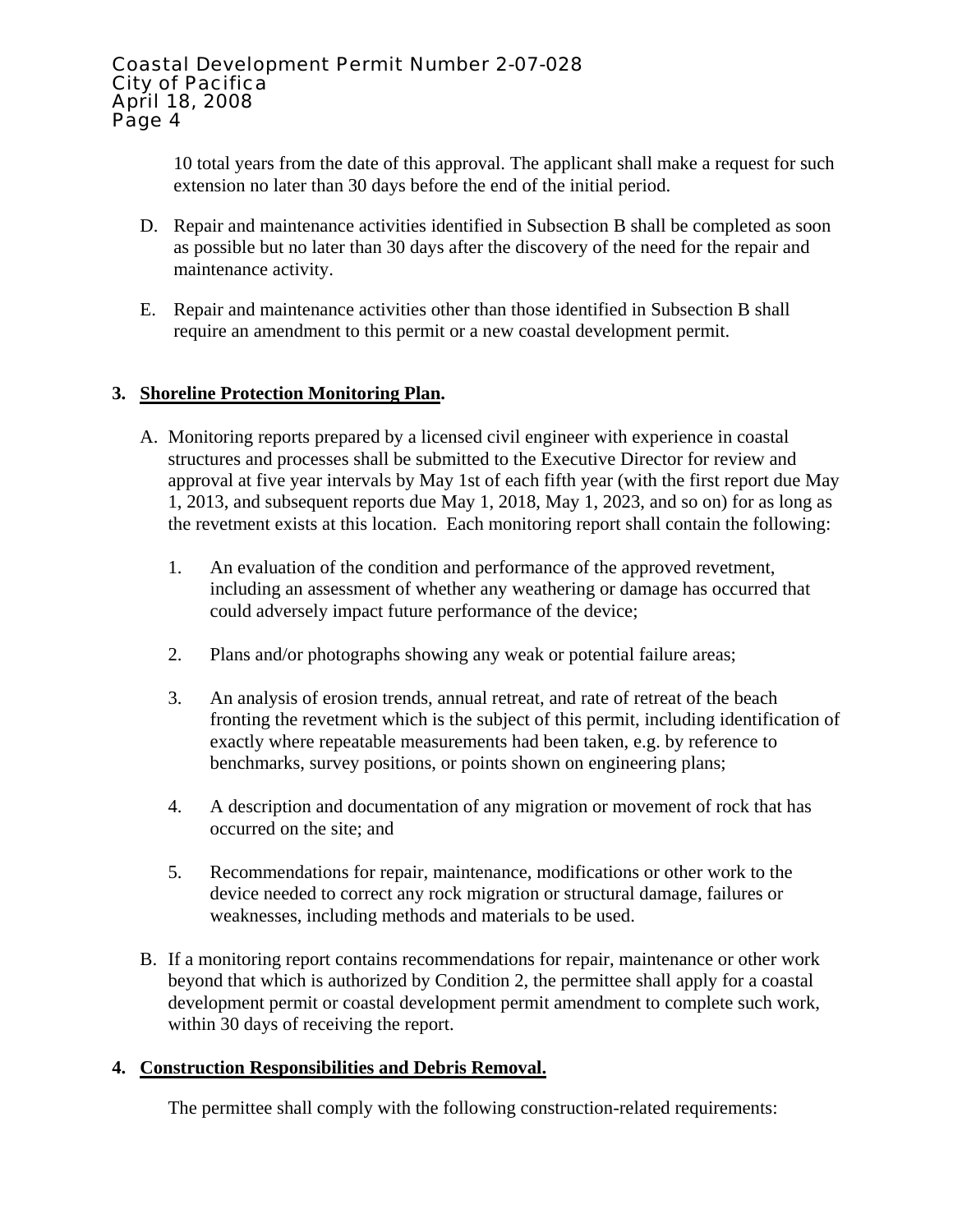10 total years from the date of this approval. The applicant shall make a request for such extension no later than 30 days before the end of the initial period.

D. Repair and maintenance activities identified in Subsection B shall be completed as soon as possible but no later than 30 days after the discovery of the need for the repair and maintenance activity.

E. Repair and maintenance activities other than those identified in Subsection B shall require an amendment to this permit or a new coastal development permit.

**3. <u>Shoreline Protection Monitoring Plan</u>.**

A. Monitoring reports prepared by a licensed civil engineer with experience in coastal structures and processes shall be submitted to the Executive Director for review and approval at five year intervals by May 1st of each fifth year (with the first report due May 1, 2013, and subsequent reports due May 1, 2018, May 1, 2023, and so on) for as long as the revetment exists at this location. Each monitoring report shall contain the following:

1. An evaluation of the condition and performance of the approved revetment, including an assessment of whether any weathering or damage has occurred that could adversely impact future performance of the device;

2. Plans and/or photographs showing any weak or potential failure areas;

3. An analysis of erosion trends, annual retreat, and rate of retreat of the beach fronting the revetment which is the subject of this permit, including identification of exactly where repeatable measurements had been taken, e.g. by reference to benchmarks, survey positions, or points shown on engineering plans;

4. A description and documentation of any migration or movement of rock that has occurred on the site; and

5. Recommendations for repair, maintenance, modifications or other work to the device needed to correct any rock migration or structural damage, failures or weaknesses, including methods and materials to be used.

B. If a monitoring report contains recommendations for repair, maintenance or other work beyond that which is authorized by Condition 2, the permittee shall apply for a coastal development permit or coastal development permit amendment to complete such work, within 30 days of receiving the report.

**4. <u>Construction Responsibilities and Debris Removal.</u>**

The permittee shall comply with the following construction-related requirements: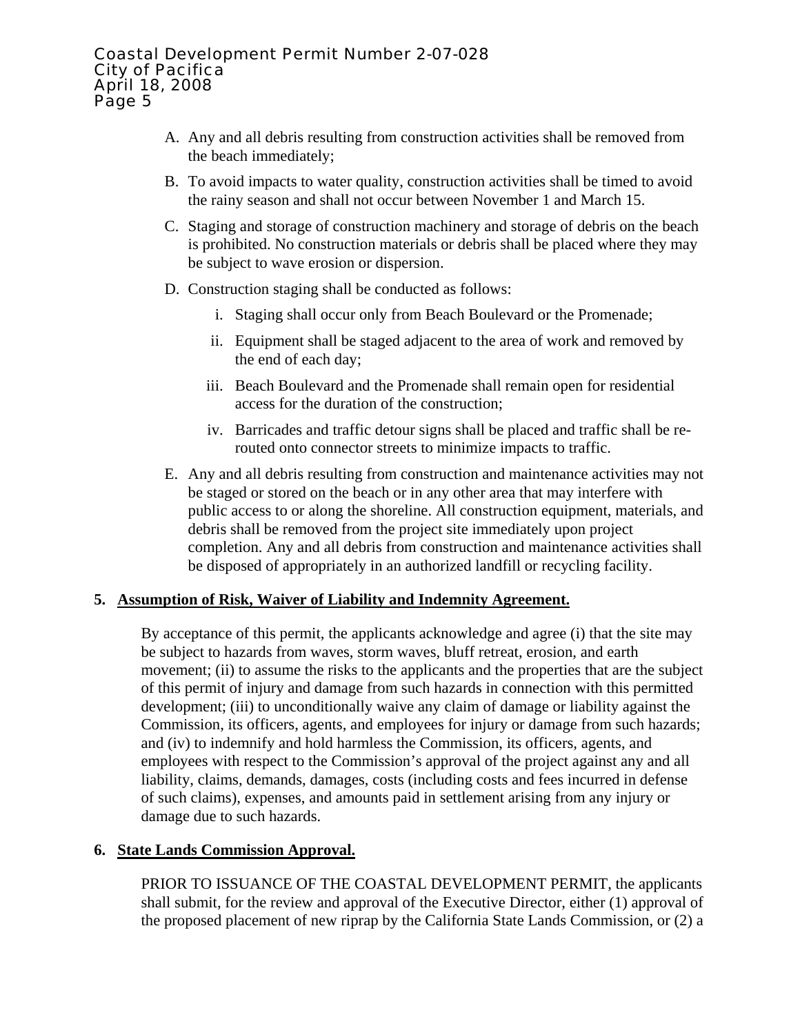A. Any and all debris resulting from construction activities shall be removed from the beach immediately;

B. To avoid impacts to water quality, construction activities shall be timed to avoid the rainy season and shall not occur between November 1 and March 15.

C. Staging and storage of construction machinery and storage of debris on the beach is prohibited. No construction materials or debris shall be placed where they may be subject to wave erosion or dispersion.

D. Construction staging shall be conducted as follows:

   i. Staging shall occur only from Beach Boulevard or the Promenade;

   ii. Equipment shall be staged adjacent to the area of work and removed by the end of each day;

   iii. Beach Boulevard and the Promenade shall remain open for residential access for the duration of the construction;

   iv. Barricades and traffic detour signs shall be placed and traffic shall be re-routed onto connector streets to minimize impacts to traffic.

E. Any and all debris resulting from construction and maintenance activities may not be staged or stored on the beach or in any other area that may interfere with public access to or along the shoreline. All construction equipment, materials, and debris shall be removed from the project site immediately upon project completion. Any and all debris from construction and maintenance activities shall be disposed of appropriately in an authorized landfill or recycling facility.

**5. <u>Assumption of Risk, Waiver of Liability and Indemnity Agreement.</u>**

By acceptance of this permit, the applicants acknowledge and agree (i) that the site may be subject to hazards from waves, storm waves, bluff retreat, erosion, and earth movement; (ii) to assume the risks to the applicants and the properties that are the subject of this permit of injury and damage from such hazards in connection with this permitted development; (iii) to unconditionally waive any claim of damage or liability against the Commission, its officers, agents, and employees for injury or damage from such hazards; and (iv) to indemnify and hold harmless the Commission, its officers, agents, and employees with respect to the Commission's approval of the project against any and all liability, claims, demands, damages, costs (including costs and fees incurred in defense of such claims), expenses, and amounts paid in settlement arising from any injury or damage due to such hazards.

**6. <u>State Lands Commission Approval.</u>**

PRIOR TO ISSUANCE OF THE COASTAL DEVELOPMENT PERMIT, the applicants shall submit, for the review and approval of the Executive Director, either (1) approval of the proposed placement of new riprap by the California State Lands Commission, or (2) a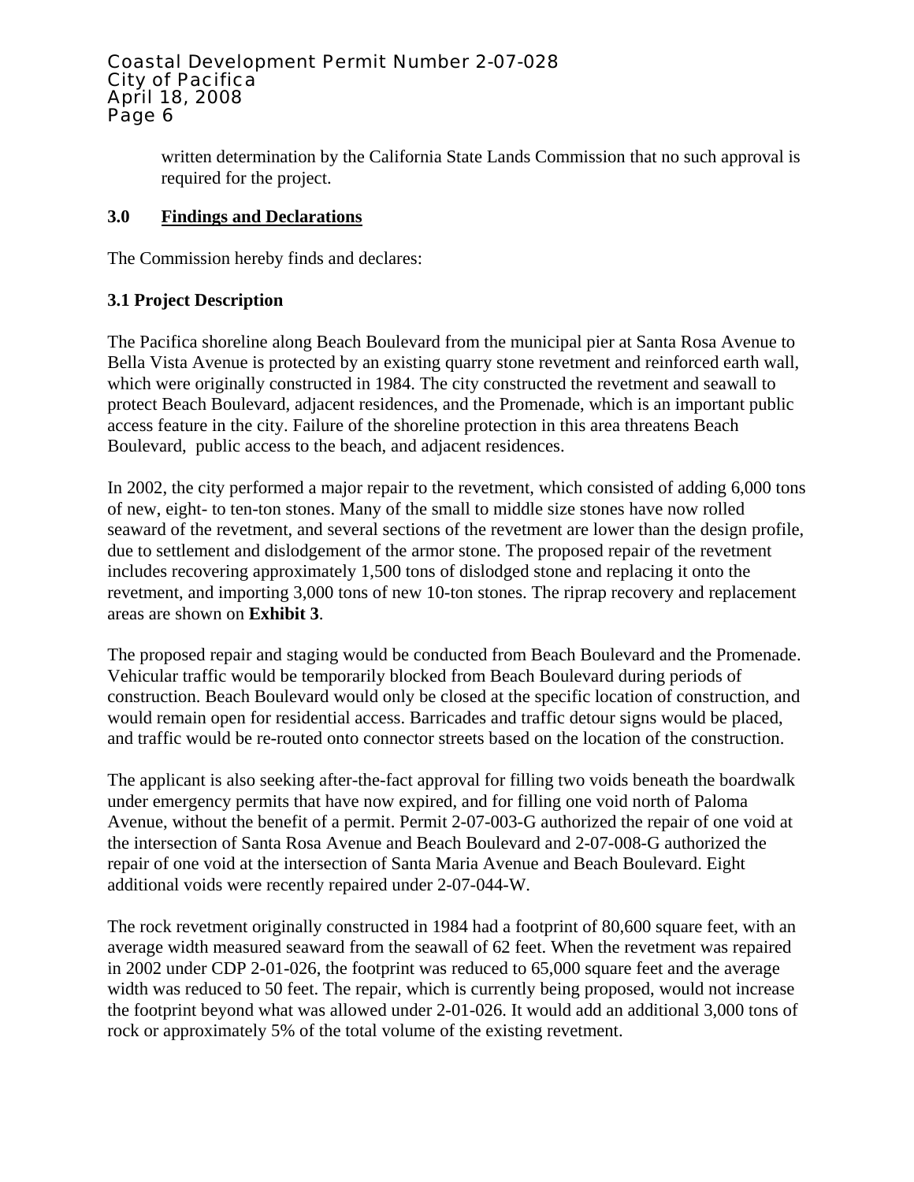written determination by the California State Lands Commission that no such approval is required for the project.

## 3.0 Findings and Declarations

The Commission hereby finds and declares:

### 3.1 Project Description

The Pacifica shoreline along Beach Boulevard from the municipal pier at Santa Rosa Avenue to Bella Vista Avenue is protected by an existing quarry stone revetment and reinforced earth wall, which were originally constructed in 1984. The city constructed the revetment and seawall to protect Beach Boulevard, adjacent residences, and the Promenade, which is an important public access feature in the city. Failure of the shoreline protection in this area threatens Beach Boulevard, public access to the beach, and adjacent residences.

In 2002, the city performed a major repair to the revetment, which consisted of adding 6,000 tons of new, eight- to ten-ton stones. Many of the small to middle size stones have now rolled seaward of the revetment, and several sections of the revetment are lower than the design profile, due to settlement and dislodgement of the armor stone. The proposed repair of the revetment includes recovering approximately 1,500 tons of dislodged stone and replacing it onto the revetment, and importing 3,000 tons of new 10-ton stones. The riprap recovery and replacement areas are shown on **Exhibit 3**.

The proposed repair and staging would be conducted from Beach Boulevard and the Promenade. Vehicular traffic would be temporarily blocked from Beach Boulevard during periods of construction. Beach Boulevard would only be closed at the specific location of construction, and would remain open for residential access. Barricades and traffic detour signs would be placed, and traffic would be re-routed onto connector streets based on the location of the construction.

The applicant is also seeking after-the-fact approval for filling two voids beneath the boardwalk under emergency permits that have now expired, and for filling one void north of Paloma Avenue, without the benefit of a permit. Permit 2-07-003-G authorized the repair of one void at the intersection of Santa Rosa Avenue and Beach Boulevard and 2-07-008-G authorized the repair of one void at the intersection of Santa Maria Avenue and Beach Boulevard. Eight additional voids were recently repaired under 2-07-044-W.

The rock revetment originally constructed in 1984 had a footprint of 80,600 square feet, with an average width measured seaward from the seawall of 62 feet. When the revetment was repaired in 2002 under CDP 2-01-026, the footprint was reduced to 65,000 square feet and the average width was reduced to 50 feet. The repair, which is currently being proposed, would not increase the footprint beyond what was allowed under 2-01-026. It would add an additional 3,000 tons of rock or approximately 5% of the total volume of the existing revetment.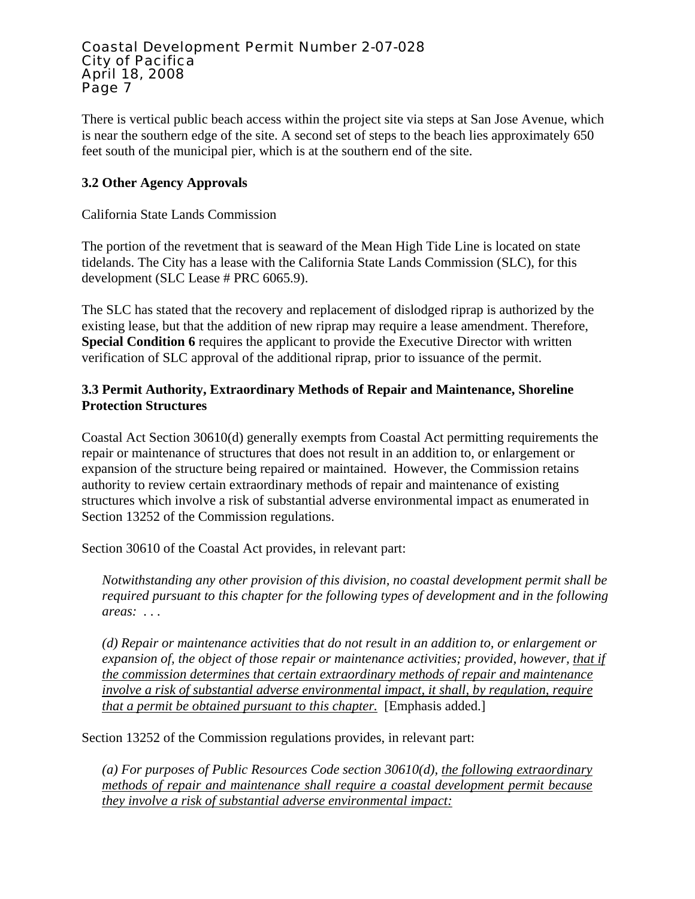There is vertical public beach access within the project site via steps at San Jose Avenue, which is near the southern edge of the site. A second set of steps to the beach lies approximately 650 feet south of the municipal pier, which is at the southern end of the site.

### 3.2 Other Agency Approvals

California State Lands Commission

The portion of the revetment that is seaward of the Mean High Tide Line is located on state tidelands. The City has a lease with the California State Lands Commission (SLC), for this development (SLC Lease # PRC 6065.9).

The SLC has stated that the recovery and replacement of dislodged riprap is authorized by the existing lease, but that the addition of new riprap may require a lease amendment. Therefore, **Special Condition 6** requires the applicant to provide the Executive Director with written verification of SLC approval of the additional riprap, prior to issuance of the permit.

### 3.3 Permit Authority, Extraordinary Methods of Repair and Maintenance, Shoreline Protection Structures

Coastal Act Section 30610(d) generally exempts from Coastal Act permitting requirements the repair or maintenance of structures that does not result in an addition to, or enlargement or expansion of the structure being repaired or maintained. However, the Commission retains authority to review certain extraordinary methods of repair and maintenance of existing structures which involve a risk of substantial adverse environmental impact as enumerated in Section 13252 of the Commission regulations.

Section 30610 of the Coastal Act provides, in relevant part:

> *Notwithstanding any other provision of this division, no coastal development permit shall be required pursuant to this chapter for the following types of development and in the following areas: . . .*
>
> *(d) Repair or maintenance activities that do not result in an addition to, or enlargement or expansion of, the object of those repair or maintenance activities; provided, however, <u>that if the commission determines that certain extraordinary methods of repair and maintenance involve a risk of substantial adverse environmental impact, it shall, by regulation, require that a permit be obtained pursuant to this chapter.</u>* [Emphasis added.]

Section 13252 of the Commission regulations provides, in relevant part:

> *(a) For purposes of Public Resources Code section 30610(d), <u>the following extraordinary methods of repair and maintenance shall require a coastal development permit because they involve a risk of substantial adverse environmental impact:</u>*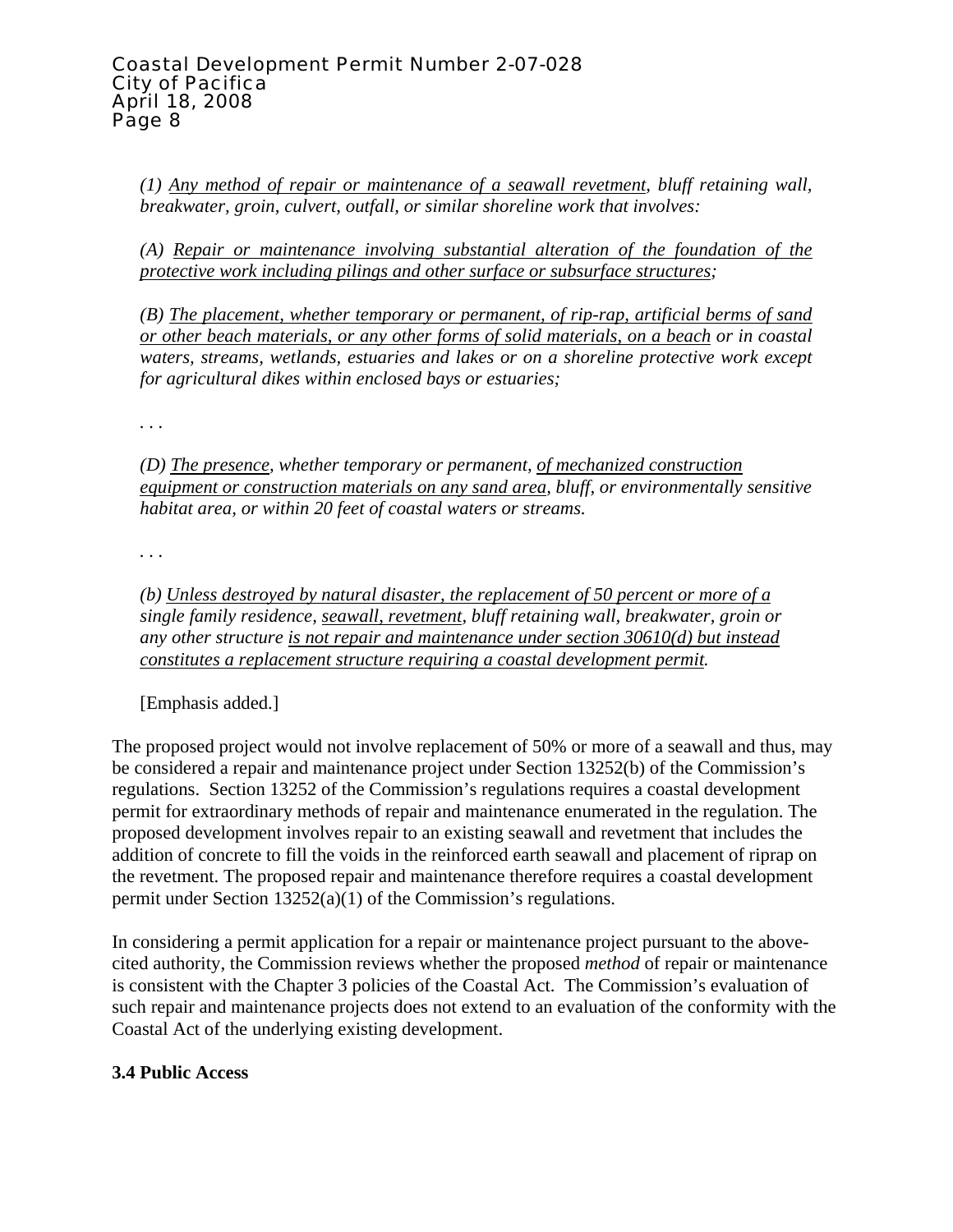*(1) Any method of repair or maintenance of a seawall revetment, bluff retaining wall, breakwater, groin, culvert, outfall, or similar shoreline work that involves:*

*(A) Repair or maintenance involving substantial alteration of the foundation of the protective work including pilings and other surface or subsurface structures;*

*(B) The placement, whether temporary or permanent, of rip-rap, artificial berms of sand or other beach materials, or any other forms of solid materials, on a beach or in coastal waters, streams, wetlands, estuaries and lakes or on a shoreline protective work except for agricultural dikes within enclosed bays or estuaries;*

. . .

*(D) The presence, whether temporary or permanent, of mechanized construction equipment or construction materials on any sand area, bluff, or environmentally sensitive habitat area, or within 20 feet of coastal waters or streams.*

. . .

*(b) Unless destroyed by natural disaster, the replacement of 50 percent or more of a single family residence, seawall, revetment, bluff retaining wall, breakwater, groin or any other structure is not repair and maintenance under section 30610(d) but instead constitutes a replacement structure requiring a coastal development permit.*

[Emphasis added.]

The proposed project would not involve replacement of 50% or more of a seawall and thus, may be considered a repair and maintenance project under Section 13252(b) of the Commission's regulations. Section 13252 of the Commission's regulations requires a coastal development permit for extraordinary methods of repair and maintenance enumerated in the regulation. The proposed development involves repair to an existing seawall and revetment that includes the addition of concrete to fill the voids in the reinforced earth seawall and placement of riprap on the revetment. The proposed repair and maintenance therefore requires a coastal development permit under Section 13252(a)(1) of the Commission's regulations.

In considering a permit application for a repair or maintenance project pursuant to the above-cited authority, the Commission reviews whether the proposed *method* of repair or maintenance is consistent with the Chapter 3 policies of the Coastal Act. The Commission's evaluation of such repair and maintenance projects does not extend to an evaluation of the conformity with the Coastal Act of the underlying existing development.

### 3.4 Public Access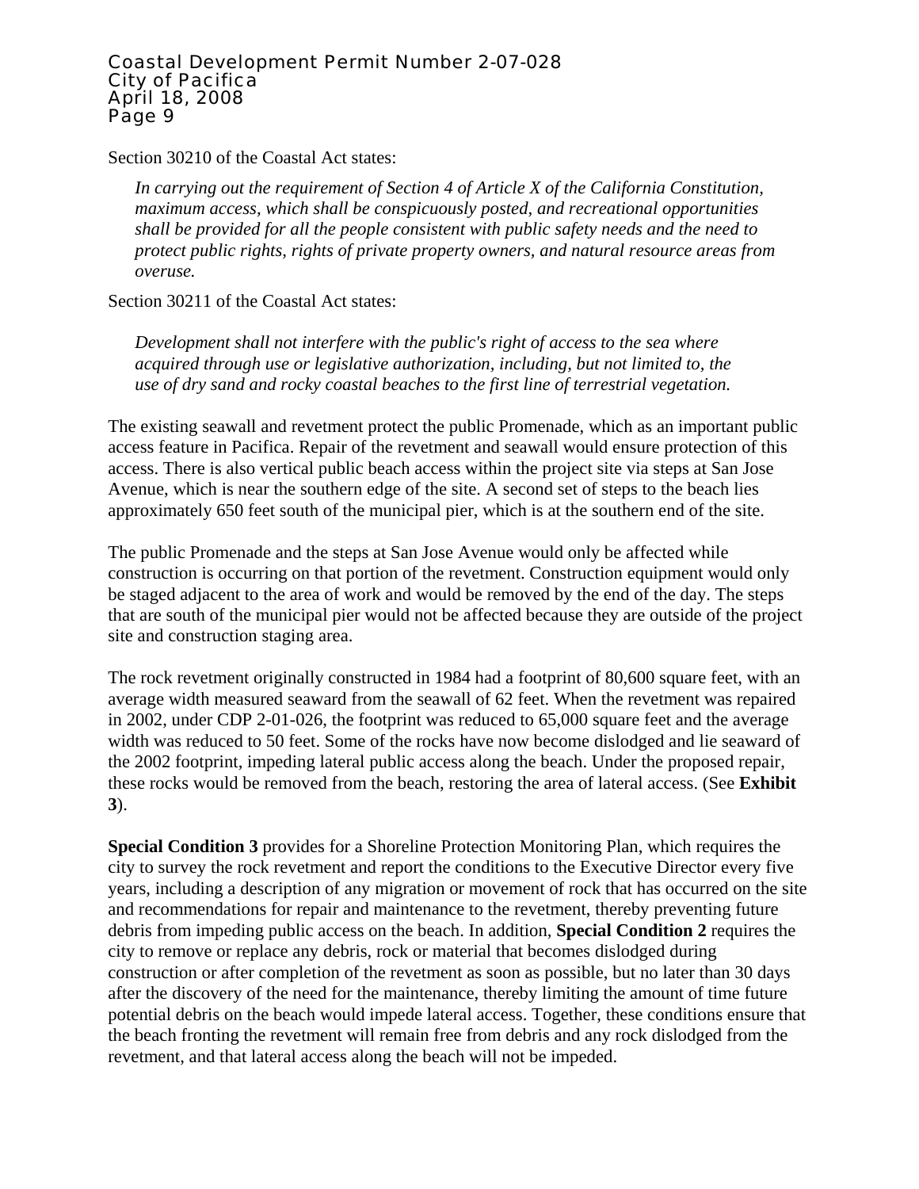Section 30210 of the Coastal Act states:

> *In carrying out the requirement of Section 4 of Article X of the California Constitution, maximum access, which shall be conspicuously posted, and recreational opportunities shall be provided for all the people consistent with public safety needs and the need to protect public rights, rights of private property owners, and natural resource areas from overuse.*

Section 30211 of the Coastal Act states:

> *Development shall not interfere with the public's right of access to the sea where acquired through use or legislative authorization, including, but not limited to, the use of dry sand and rocky coastal beaches to the first line of terrestrial vegetation.*

The existing seawall and revetment protect the public Promenade, which as an important public access feature in Pacifica. Repair of the revetment and seawall would ensure protection of this access. There is also vertical public beach access within the project site via steps at San Jose Avenue, which is near the southern edge of the site. A second set of steps to the beach lies approximately 650 feet south of the municipal pier, which is at the southern end of the site.

The public Promenade and the steps at San Jose Avenue would only be affected while construction is occurring on that portion of the revetment. Construction equipment would only be staged adjacent to the area of work and would be removed by the end of the day. The steps that are south of the municipal pier would not be affected because they are outside of the project site and construction staging area.

The rock revetment originally constructed in 1984 had a footprint of 80,600 square feet, with an average width measured seaward from the seawall of 62 feet. When the revetment was repaired in 2002, under CDP 2-01-026, the footprint was reduced to 65,000 square feet and the average width was reduced to 50 feet. Some of the rocks have now become dislodged and lie seaward of the 2002 footprint, impeding lateral public access along the beach. Under the proposed repair, these rocks would be removed from the beach, restoring the area of lateral access. (See **Exhibit 3**).

**Special Condition 3** provides for a Shoreline Protection Monitoring Plan, which requires the city to survey the rock revetment and report the conditions to the Executive Director every five years, including a description of any migration or movement of rock that has occurred on the site and recommendations for repair and maintenance to the revetment, thereby preventing future debris from impeding public access on the beach. In addition, **Special Condition 2** requires the city to remove or replace any debris, rock or material that becomes dislodged during construction or after completion of the revetment as soon as possible, but no later than 30 days after the discovery of the need for the maintenance, thereby limiting the amount of time future potential debris on the beach would impede lateral access. Together, these conditions ensure that the beach fronting the revetment will remain free from debris and any rock dislodged from the revetment, and that lateral access along the beach will not be impeded.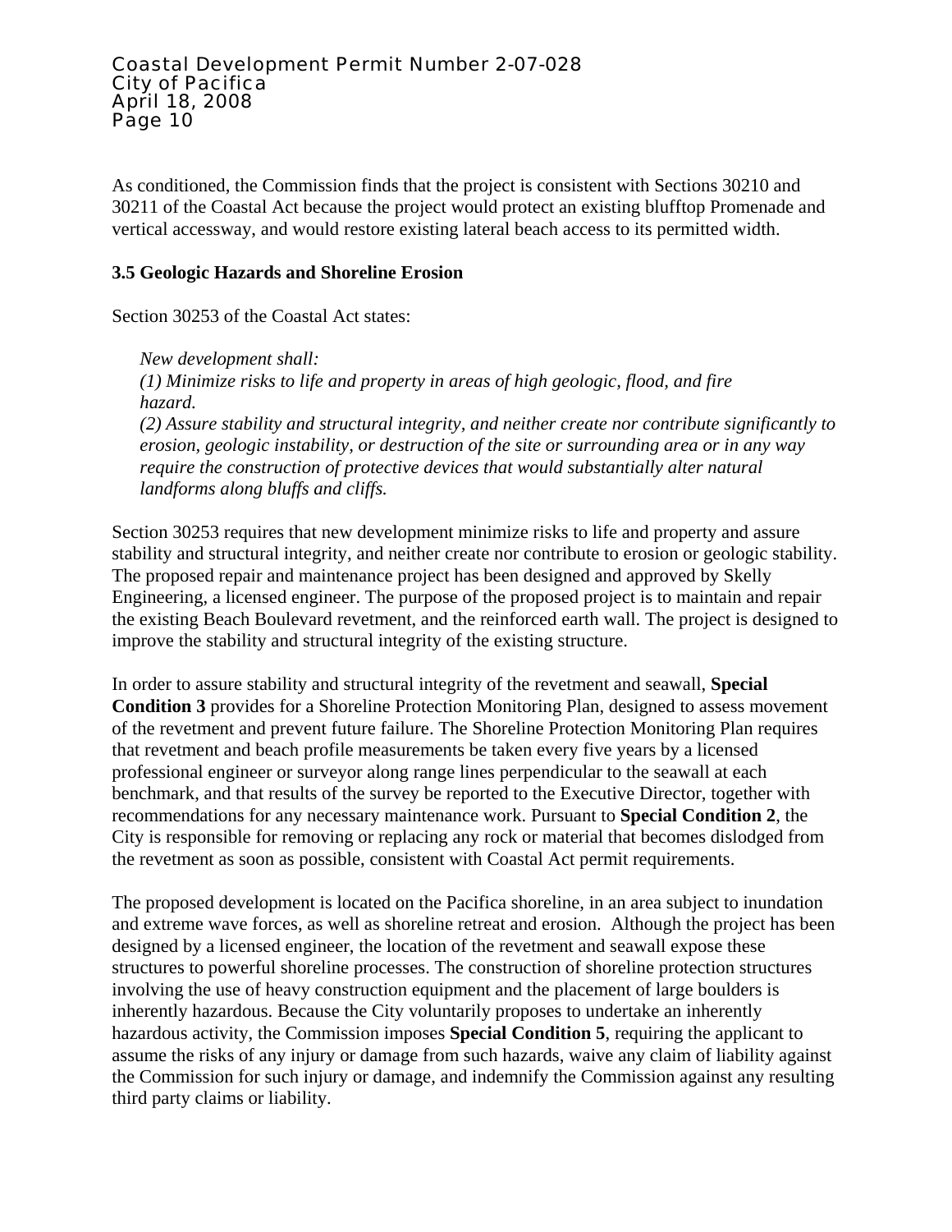As conditioned, the Commission finds that the project is consistent with Sections 30210 and 30211 of the Coastal Act because the project would protect an existing blufftop Promenade and vertical accessway, and would restore existing lateral beach access to its permitted width.

### 3.5 Geologic Hazards and Shoreline Erosion

Section 30253 of the Coastal Act states:

> *New development shall:*
> *(1) Minimize risks to life and property in areas of high geologic, flood, and fire hazard.*
> *(2) Assure stability and structural integrity, and neither create nor contribute significantly to erosion, geologic instability, or destruction of the site or surrounding area or in any way require the construction of protective devices that would substantially alter natural landforms along bluffs and cliffs.*

Section 30253 requires that new development minimize risks to life and property and assure stability and structural integrity, and neither create nor contribute to erosion or geologic stability. The proposed repair and maintenance project has been designed and approved by Skelly Engineering, a licensed engineer. The purpose of the proposed project is to maintain and repair the existing Beach Boulevard revetment, and the reinforced earth wall. The project is designed to improve the stability and structural integrity of the existing structure.

In order to assure stability and structural integrity of the revetment and seawall, **Special Condition 3** provides for a Shoreline Protection Monitoring Plan, designed to assess movement of the revetment and prevent future failure. The Shoreline Protection Monitoring Plan requires that revetment and beach profile measurements be taken every five years by a licensed professional engineer or surveyor along range lines perpendicular to the seawall at each benchmark, and that results of the survey be reported to the Executive Director, together with recommendations for any necessary maintenance work. Pursuant to **Special Condition 2**, the City is responsible for removing or replacing any rock or material that becomes dislodged from the revetment as soon as possible, consistent with Coastal Act permit requirements.

The proposed development is located on the Pacifica shoreline, in an area subject to inundation and extreme wave forces, as well as shoreline retreat and erosion. Although the project has been designed by a licensed engineer, the location of the revetment and seawall expose these structures to powerful shoreline processes. The construction of shoreline protection structures involving the use of heavy construction equipment and the placement of large boulders is inherently hazardous. Because the City voluntarily proposes to undertake an inherently hazardous activity, the Commission imposes **Special Condition 5**, requiring the applicant to assume the risks of any injury or damage from such hazards, waive any claim of liability against the Commission for such injury or damage, and indemnify the Commission against any resulting third party claims or liability.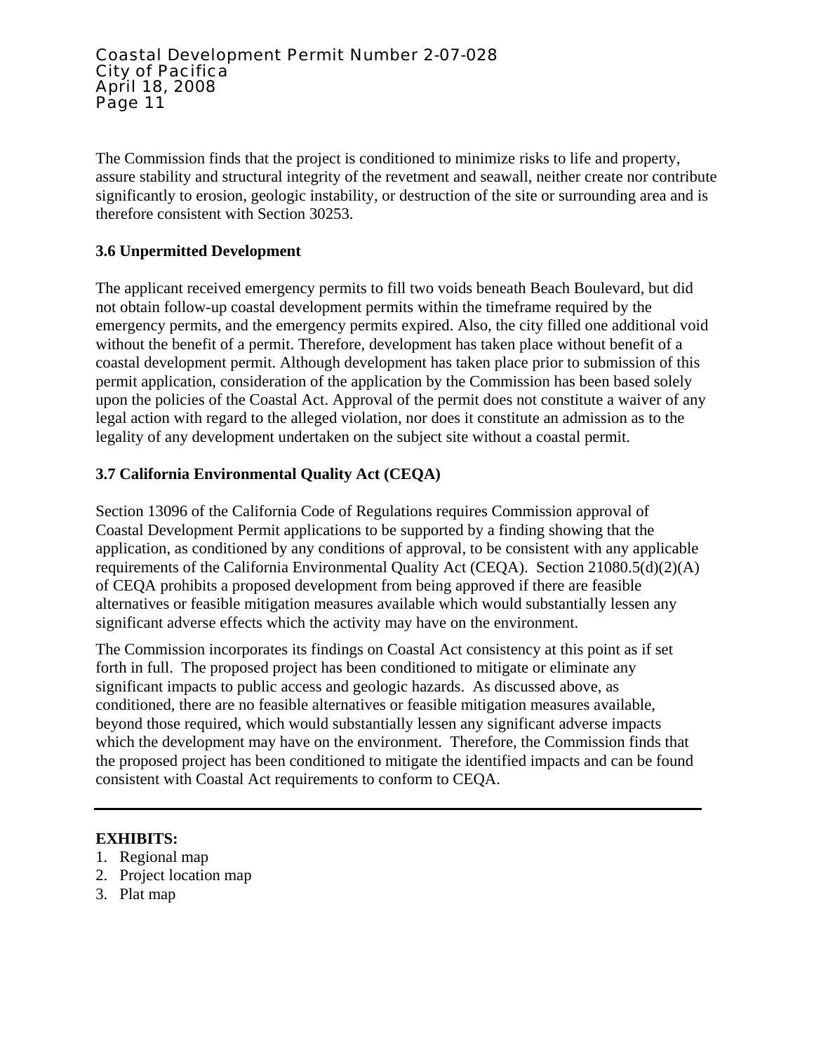The Commission finds that the project is conditioned to minimize risks to life and property, assure stability and structural integrity of the revetment and seawall, neither create nor contribute significantly to erosion, geologic instability, or destruction of the site or surrounding area and is therefore consistent with Section 30253.

### 3.6 Unpermitted Development

The applicant received emergency permits to fill two voids beneath Beach Boulevard, but did not obtain follow-up coastal development permits within the timeframe required by the emergency permits, and the emergency permits expired. Also, the city filled one additional void without the benefit of a permit. Therefore, development has taken place without benefit of a coastal development permit. Although development has taken place prior to submission of this permit application, consideration of the application by the Commission has been based solely upon the policies of the Coastal Act. Approval of the permit does not constitute a waiver of any legal action with regard to the alleged violation, nor does it constitute an admission as to the legality of any development undertaken on the subject site without a coastal permit.

### 3.7 California Environmental Quality Act (CEQA)

Section 13096 of the California Code of Regulations requires Commission approval of Coastal Development Permit applications to be supported by a finding showing that the application, as conditioned by any conditions of approval, to be consistent with any applicable requirements of the California Environmental Quality Act (CEQA). Section 21080.5(d)(2)(A) of CEQA prohibits a proposed development from being approved if there are feasible alternatives or feasible mitigation measures available which would substantially lessen any significant adverse effects which the activity may have on the environment.

The Commission incorporates its findings on Coastal Act consistency at this point as if set forth in full. The proposed project has been conditioned to mitigate or eliminate any significant impacts to public access and geologic hazards. As discussed above, as conditioned, there are no feasible alternatives or feasible mitigation measures available, beyond those required, which would substantially lessen any significant adverse impacts which the development may have on the environment. Therefore, the Commission finds that the proposed project has been conditioned to mitigate the identified impacts and can be found consistent with Coastal Act requirements to conform to CEQA.

---

**EXHIBITS:**

1. Regional map
2. Project location map
3. Plat map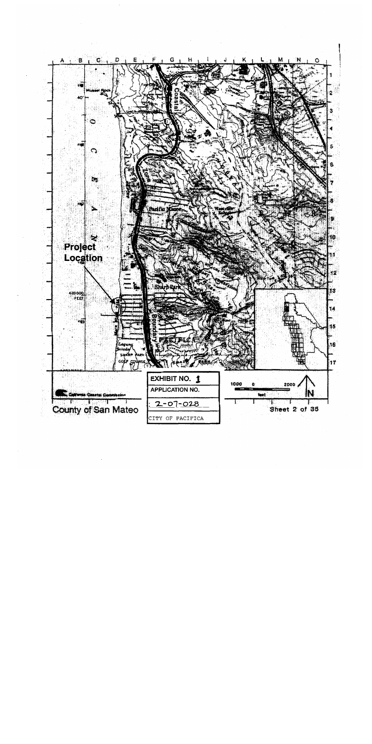Project Location

EXHIBIT NO. 1

APPLICATION NO.

2-07-028

CITY OF PACIFICA

County of San Mateo

Sheet 2 of 35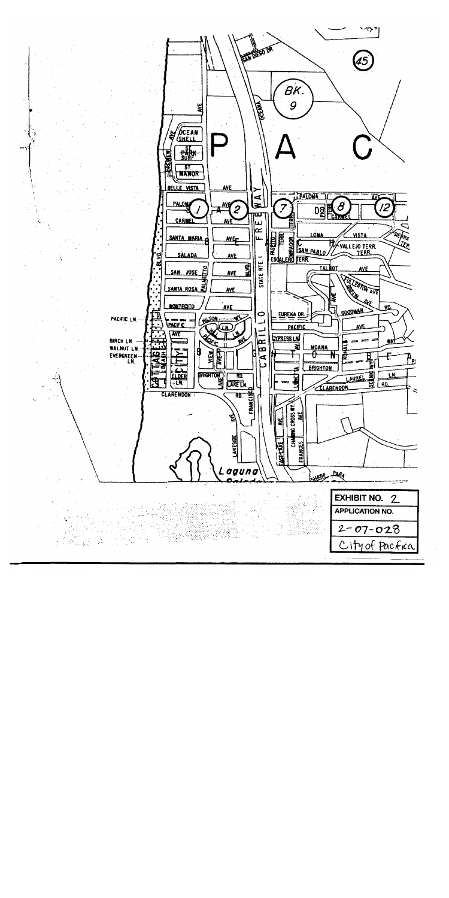| EXHIBIT NO. 2 |
| --- |
| APPLICATION NO. |
| 2-07-028 |
| City of Pacifica |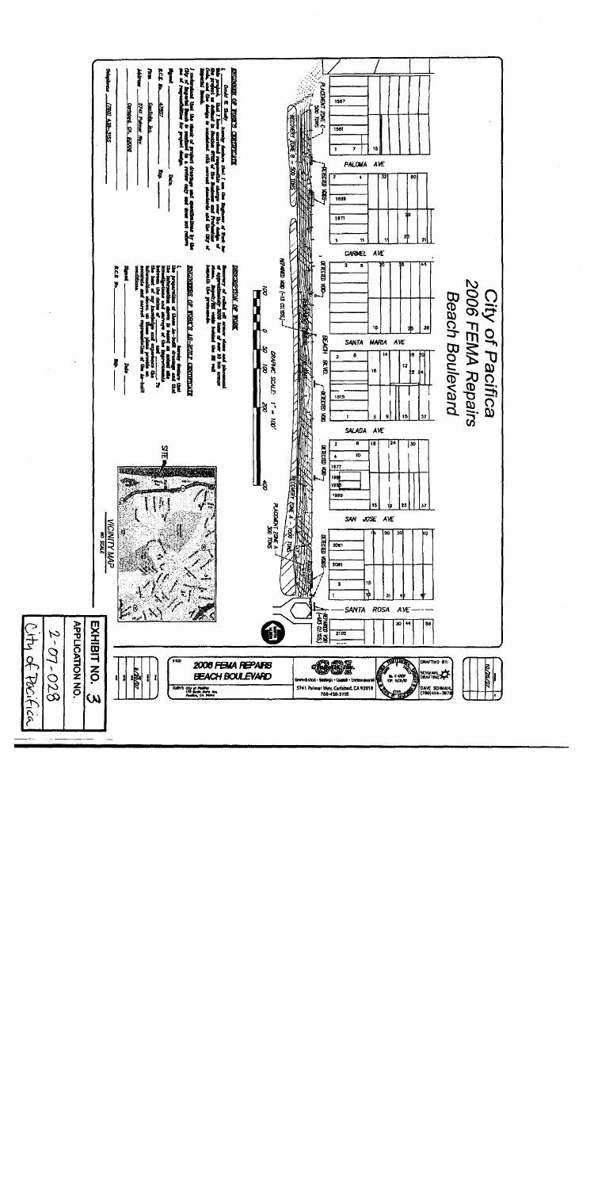# City of Pacifica
## 2006 FEMA Repairs
### Beach Boulevard

PALOMA AVE

CARMEL AVE

SANTA MARIA AVE

BEACH BLVD.

SALADA AVE

SAN JOSE AVE

SANTA ROSA AVE

PLACEMENT ZONE C – 500 TONS

RECOVERY ZONE B – 500 TONS

REFURBISH RIPRAP (~15 CU.YDS.)

PLACEMENT ZONE A – 1000 TONS

RECOVERY ZONE A – 300 TONS

GRAPHIC SCALE 1" = 100'

100 0 50 100 200 400

SITE

VICINITY MAP
NO SCALE

### ENGINEER OF WORK'S CERTIFICATE

I, David K. Skelly, hereby declare that I am the Engineer of Work for this project, that I have exercised responsible charge over the design of the project as defined in Section 6703 of the Business and Professions Code, and that the design is consistent with current standards and the City of Imperial Beach.

I understand that the check of project drawings and specifications by the City of Imperial Beach is confined to a review only and does not relieve me of responsibilities for project design.

Signed ______ Date ______

R.C.E. No. 47857 Exp. ______

Firm GeoSoils, Inc.

Address 5741 Palmer Way

Carlsbad, CA 92008

Telephone (760) 438-3155

### DESCRIPTION OF WORK

Recovery of rolled off armor stone and placement of approximately 2000 tons of new armor stone. Repair/fill voids behind the fill wall beneath the promenade.

### ENGINEER OF WORK'S AS-BUILT CERTIFICATE

I, ______ hereby declare that the preparation of these as-built drawings and that the information shown is based on actual site surveys and/or observation of the improvements. To the best of my knowledge and experience the information shown on these plans provide an accurate and correct representation of the as-built conditions.

Signed ______ Date ______

R.C.E. No. ______ Exp. ______

### 2006 FEMA REPAIRS BEACH BOULEVARD

GSI
Geotechnical • Geologic • Coastal • Environmental
5741 Palmer Way, Carlsbad, CA 92010
760-438-3155

DRAFTING BY: SCHMAHL DRAFTING
DAVE SCHMAHL (760)414-3878

No. C 47857

CLIENT: City of Pacifica

EXHIBIT NO. 3

APPLICATION NO. 2-07-028

City of Pacifica